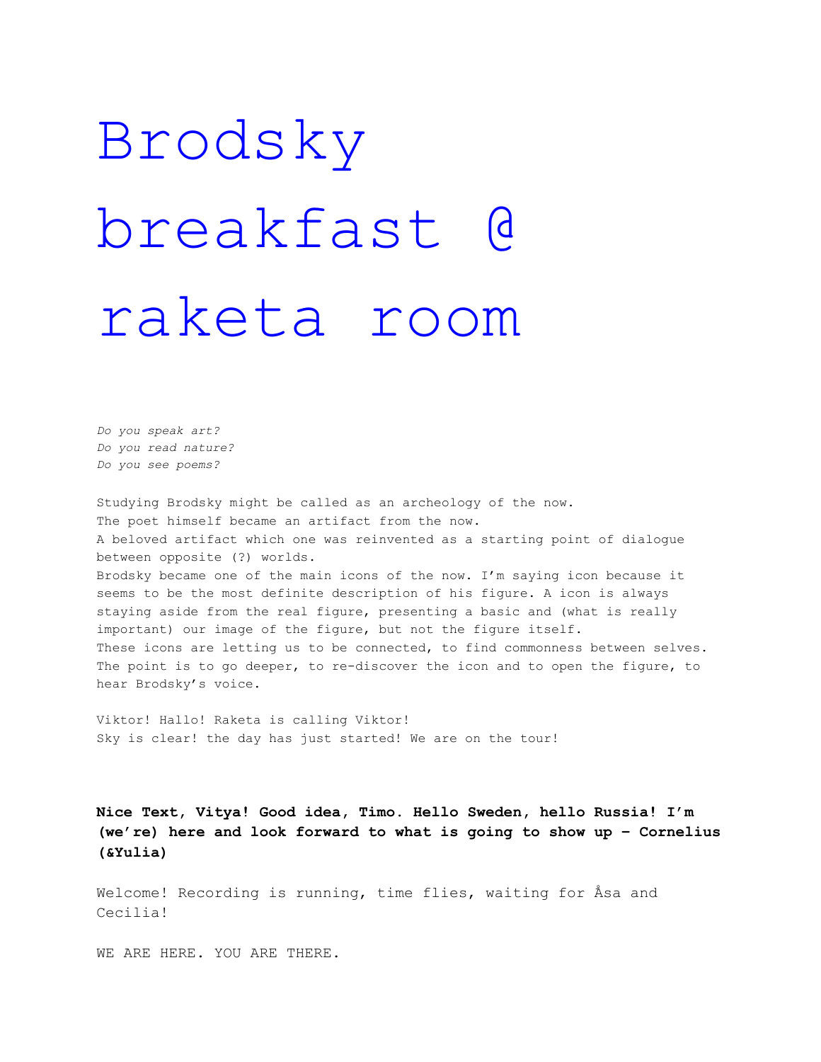# Brodsky breakfast @ raketa room

*Do you speak art?*
*Do you read nature?*
*Do you see poems?*

Studying Brodsky might be called as an archeology of the now.
The poet himself became an artifact from the now.
A beloved artifact which one was reinvented as a starting point of dialogue between opposite (?) worlds.
Brodsky became one of the main icons of the now. I'm saying icon because it seems to be the most definite description of his figure. A icon is always staying aside from the real figure, presenting a basic and (what is really important) our image of the figure, but not the figure itself.
These icons are letting us to be connected, to find commonness between selves.
The point is to go deeper, to re-discover the icon and to open the figure, to hear Brodsky's voice.

Viktor! Hallo! Raketa is calling Viktor!
Sky is clear! the day has just started! We are on the tour!

**Nice Text, Vitya! Good idea, Timo. Hello Sweden, hello Russia! I'm (we're) here and look forward to what is going to show up - Cornelius (&Yulia)**

Welcome! Recording is running, time flies, waiting for Åsa and Cecilia!

WE ARE HERE. YOU ARE THERE.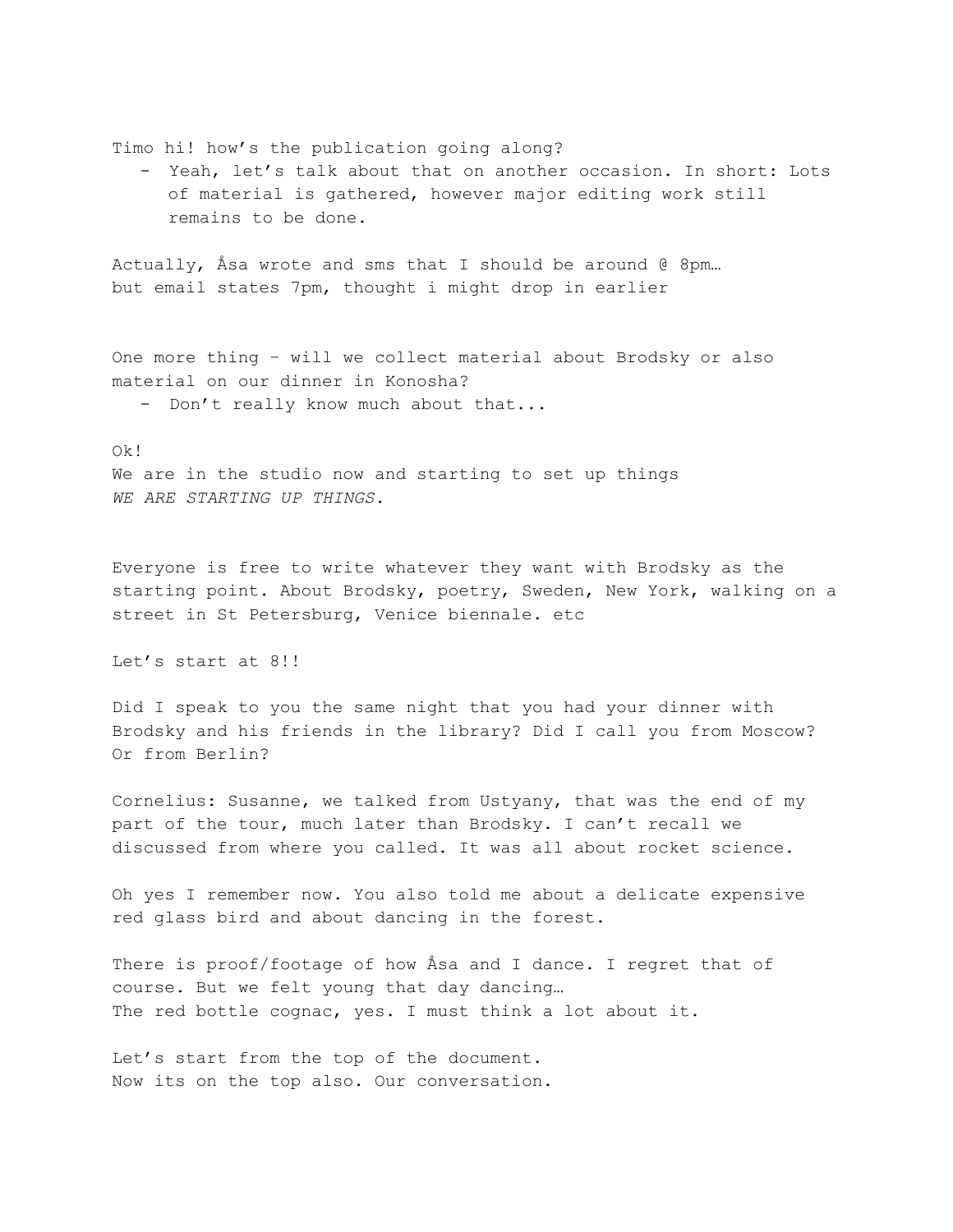Timo hi! how's the publication going along?

- Yeah, let's talk about that on another occasion. In short: Lots of material is gathered, however major editing work still remains to be done.

Actually, Åsa wrote and sms that I should be around @ 8pm… but email states 7pm, thought i might drop in earlier

One more thing – will we collect material about Brodsky or also material on our dinner in Konosha?

- Don't really know much about that...

Ok!
We are in the studio now and starting to set up things
*WE ARE STARTING UP THINGS.*

Everyone is free to write whatever they want with Brodsky as the starting point. About Brodsky, poetry, Sweden, New York, walking on a street in St Petersburg, Venice biennale. etc

Let's start at 8!!

Did I speak to you the same night that you had your dinner with Brodsky and his friends in the library? Did I call you from Moscow? Or from Berlin?

Cornelius: Susanne, we talked from Ustyany, that was the end of my part of the tour, much later than Brodsky. I can't recall we discussed from where you called. It was all about rocket science.

Oh yes I remember now. You also told me about a delicate expensive red glass bird and about dancing in the forest.

There is proof/footage of how Åsa and I dance. I regret that of course. But we felt young that day dancing…
The red bottle cognac, yes. I must think a lot about it.

Let's start from the top of the document.
Now its on the top also. Our conversation.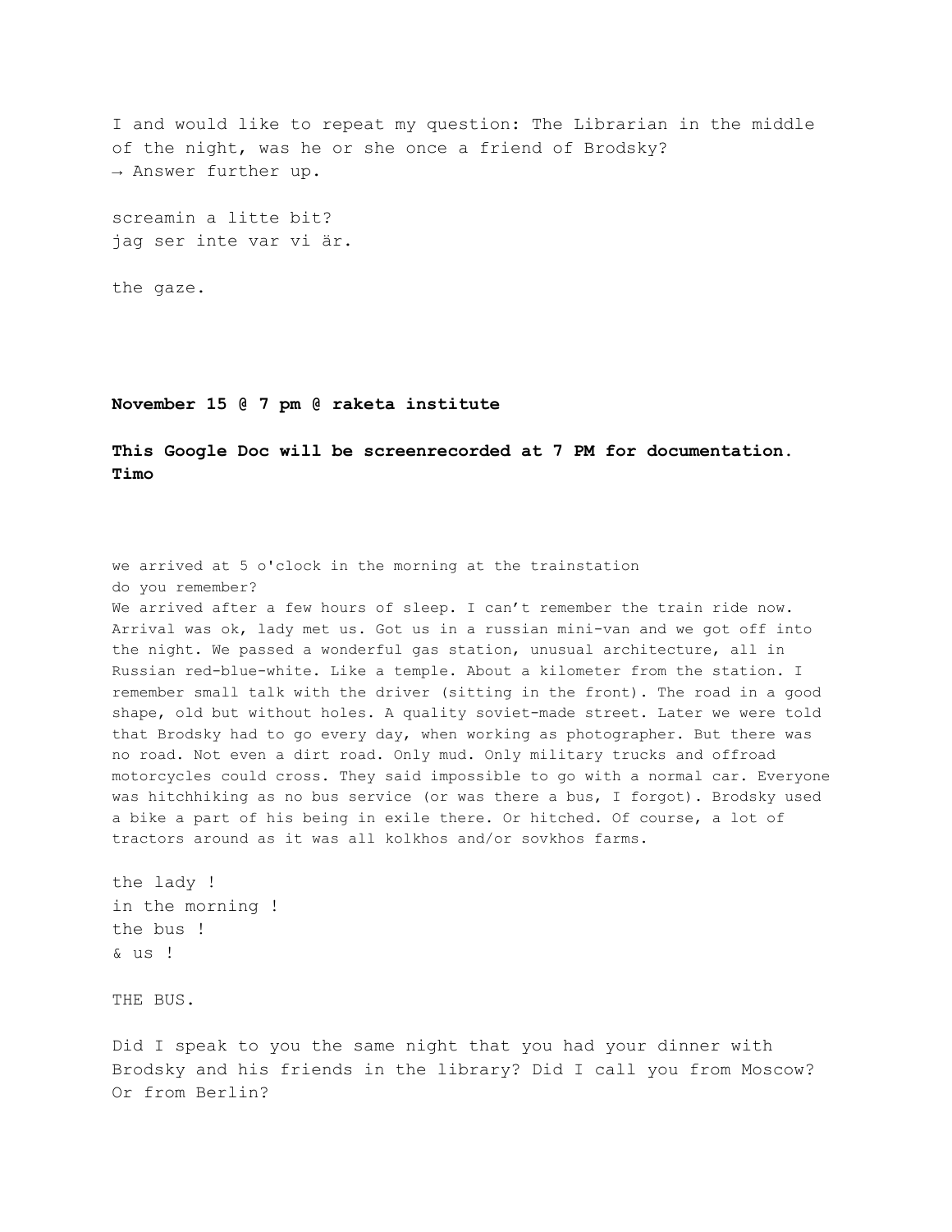I and would like to repeat my question: The Librarian in the middle of the night, was he or she once a friend of Brodsky?
→ Answer further up.

screamin a litte bit?
jag ser inte var vi är.

the gaze.

**November 15 @ 7 pm @ raketa institute**

**This Google Doc will be screenrecorded at 7 PM for documentation. Timo**

we arrived at 5 o'clock in the morning at the trainstation
do you remember?
We arrived after a few hours of sleep. I can't remember the train ride now. Arrival was ok, lady met us. Got us in a russian mini-van and we got off into the night. We passed a wonderful gas station, unusual architecture, all in Russian red-blue-white. Like a temple. About a kilometer from the station. I remember small talk with the driver (sitting in the front). The road in a good shape, old but without holes. A quality soviet-made street. Later we were told that Brodsky had to go every day, when working as photographer. But there was no road. Not even a dirt road. Only mud. Only military trucks and offroad motorcycles could cross. They said impossible to go with a normal car. Everyone was hitchhiking as no bus service (or was there a bus, I forgot). Brodsky used a bike a part of his being in exile there. Or hitched. Of course, a lot of tractors around as it was all kolkhos and/or sovkhos farms.

the lady !
in the morning !
the bus !
& us !

THE BUS.

Did I speak to you the same night that you had your dinner with Brodsky and his friends in the library? Did I call you from Moscow? Or from Berlin?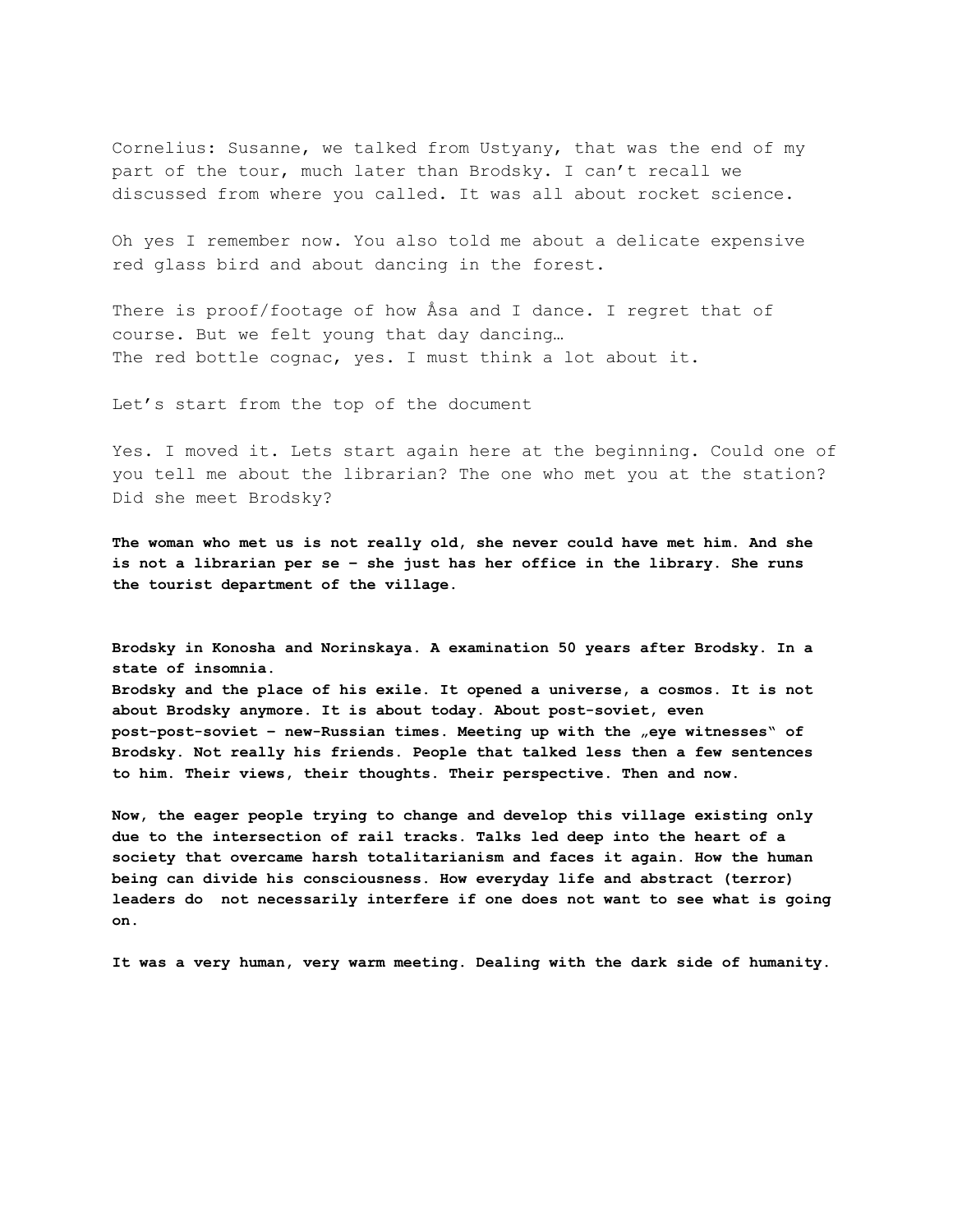Cornelius: Susanne, we talked from Ustyany, that was the end of my part of the tour, much later than Brodsky. I can't recall we discussed from where you called. It was all about rocket science.

Oh yes I remember now. You also told me about a delicate expensive red glass bird and about dancing in the forest.

There is proof/footage of how Åsa and I dance. I regret that of course. But we felt young that day dancing…
The red bottle cognac, yes. I must think a lot about it.

Let's start from the top of the document

Yes. I moved it. Lets start again here at the beginning. Could one of you tell me about the librarian? The one who met you at the station? Did she meet Brodsky?

**The woman who met us is not really old, she never could have met him. And she is not a librarian per se – she just has her office in the library. She runs the tourist department of the village.**

**Brodsky in Konosha and Norinskaya. A examination 50 years after Brodsky. In a state of insomnia.**
**Brodsky and the place of his exile. It opened a universe, a cosmos. It is not about Brodsky anymore. It is about today. About post-soviet, even post-post-soviet – new-Russian times. Meeting up with the „eye witnesses" of Brodsky. Not really his friends. People that talked less then a few sentences to him. Their views, their thoughts. Their perspective. Then and now.**

**Now, the eager people trying to change and develop this village existing only due to the intersection of rail tracks. Talks led deep into the heart of a society that overcame harsh totalitarianism and faces it again. How the human being can divide his consciousness. How everyday life and abstract (terror) leaders do not necessarily interfere if one does not want to see what is going on.**

**It was a very human, very warm meeting. Dealing with the dark side of humanity.**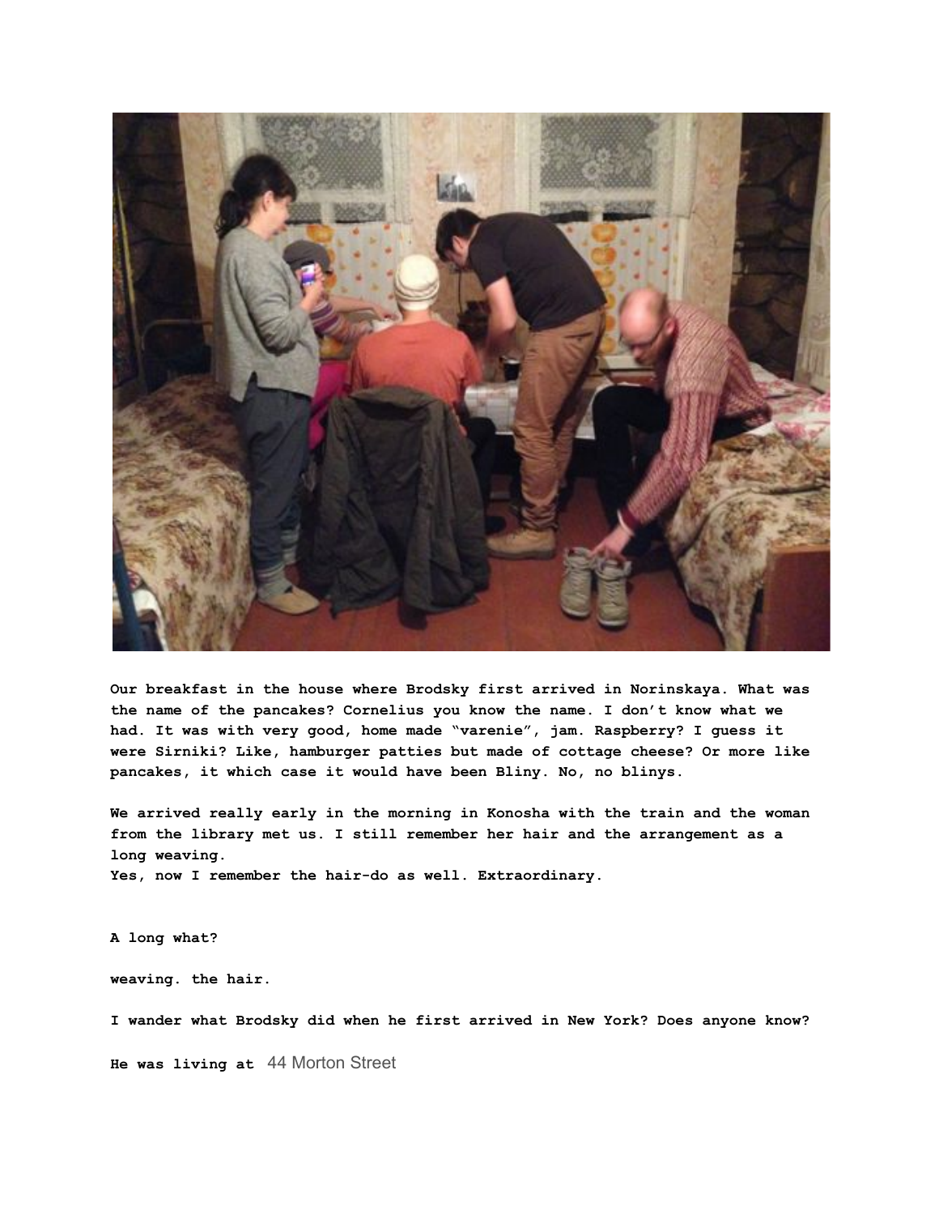Our breakfast in the house where Brodsky first arrived in Norinskaya. What was the name of the pancakes? Cornelius you know the name. I don't know what we had. It was with very good, home made "varenie", jam. Raspberry? I guess it were Sirniki? Like, hamburger patties but made of cottage cheese? Or more like pancakes, it which case it would have been Bliny. No, no blinys.

We arrived really early in the morning in Konosha with the train and the woman from the library met us. I still remember her hair and the arrangement as a long weaving.
Yes, now I remember the hair-do as well. Extraordinary.

A long what?

weaving. the hair.

I wander what Brodsky did when he first arrived in New York? Does anyone know?

He was living at 44 Morton Street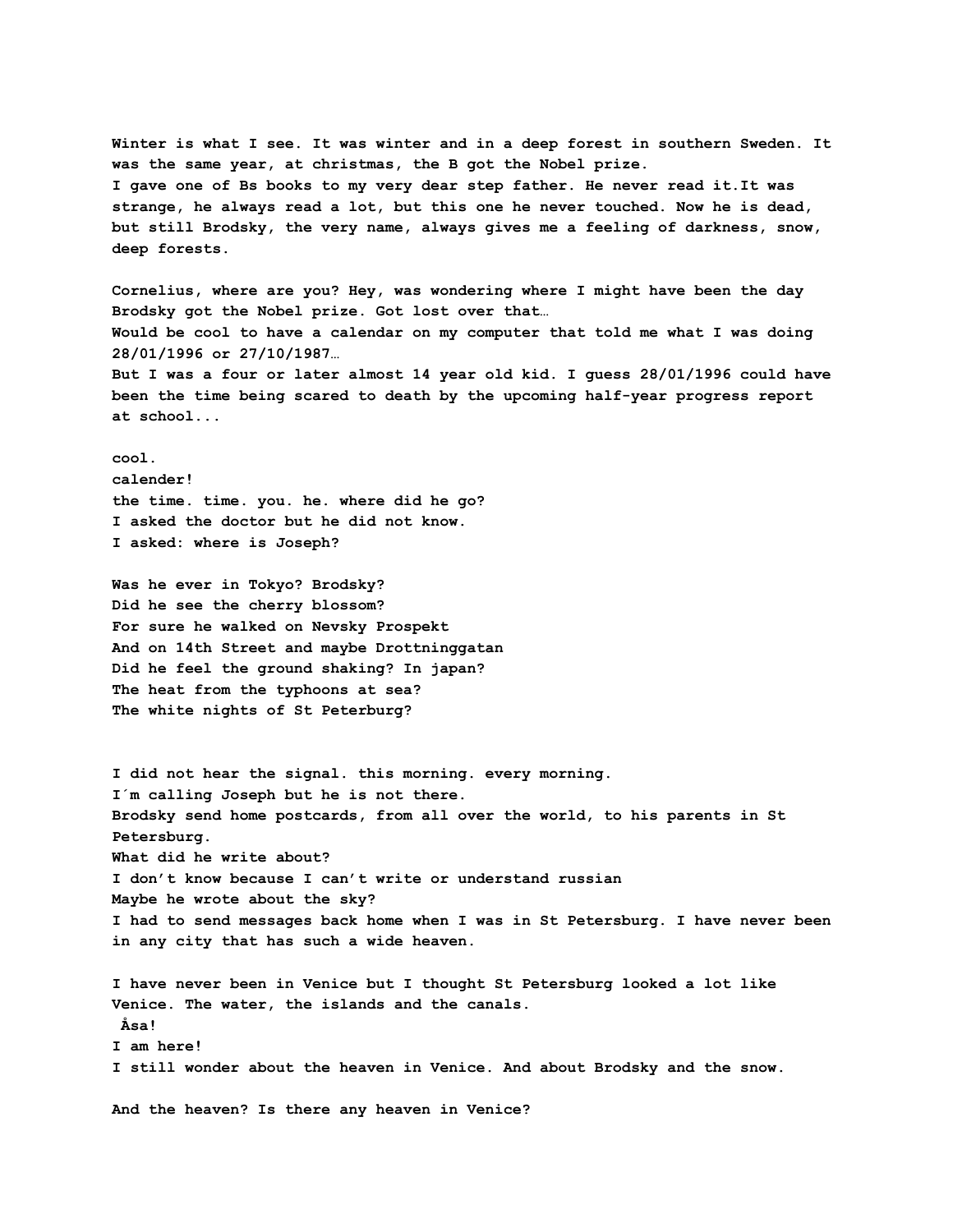**Winter is what I see. It was winter and in a deep forest in southern Sweden. It was the same year, at christmas, the B got the Nobel prize.**
**I gave one of Bs books to my very dear step father. He never read it.It was strange, he always read a lot, but this one he never touched. Now he is dead, but still Brodsky, the very name, always gives me a feeling of darkness, snow, deep forests.**

**Cornelius, where are you? Hey, was wondering where I might have been the day Brodsky got the Nobel prize. Got lost over that…**
**Would be cool to have a calendar on my computer that told me what I was doing 28/01/1996 or 27/10/1987…**
**But I was a four or later almost 14 year old kid. I guess 28/01/1996 could have been the time being scared to death by the upcoming half-year progress report at school...**

**cool.**
**calender!**
**the time. time. you. he. where did he go?**
**I asked the doctor but he did not know.**
**I asked: where is Joseph?**

**Was he ever in Tokyo? Brodsky?**
**Did he see the cherry blossom?**
**For sure he walked on Nevsky Prospekt**
**And on 14th Street and maybe Drottninggatan**
**Did he feel the ground shaking? In japan?**
**The heat from the typhoons at sea?**
**The white nights of St Peterburg?**

**I did not hear the signal. this morning. every morning.**
**I´m calling Joseph but he is not there.**
**Brodsky send home postcards, from all over the world, to his parents in St Petersburg.**
**What did he write about?**
**I don't know because I can't write or understand russian**
**Maybe he wrote about the sky?**
**I had to send messages back home when I was in St Petersburg. I have never been in any city that has such a wide heaven.**

**I have never been in Venice but I thought St Petersburg looked a lot like Venice. The water, the islands and the canals.**
**Åsa!**
**I am here!**
**I still wonder about the heaven in Venice. And about Brodsky and the snow.**

**And the heaven? Is there any heaven in Venice?**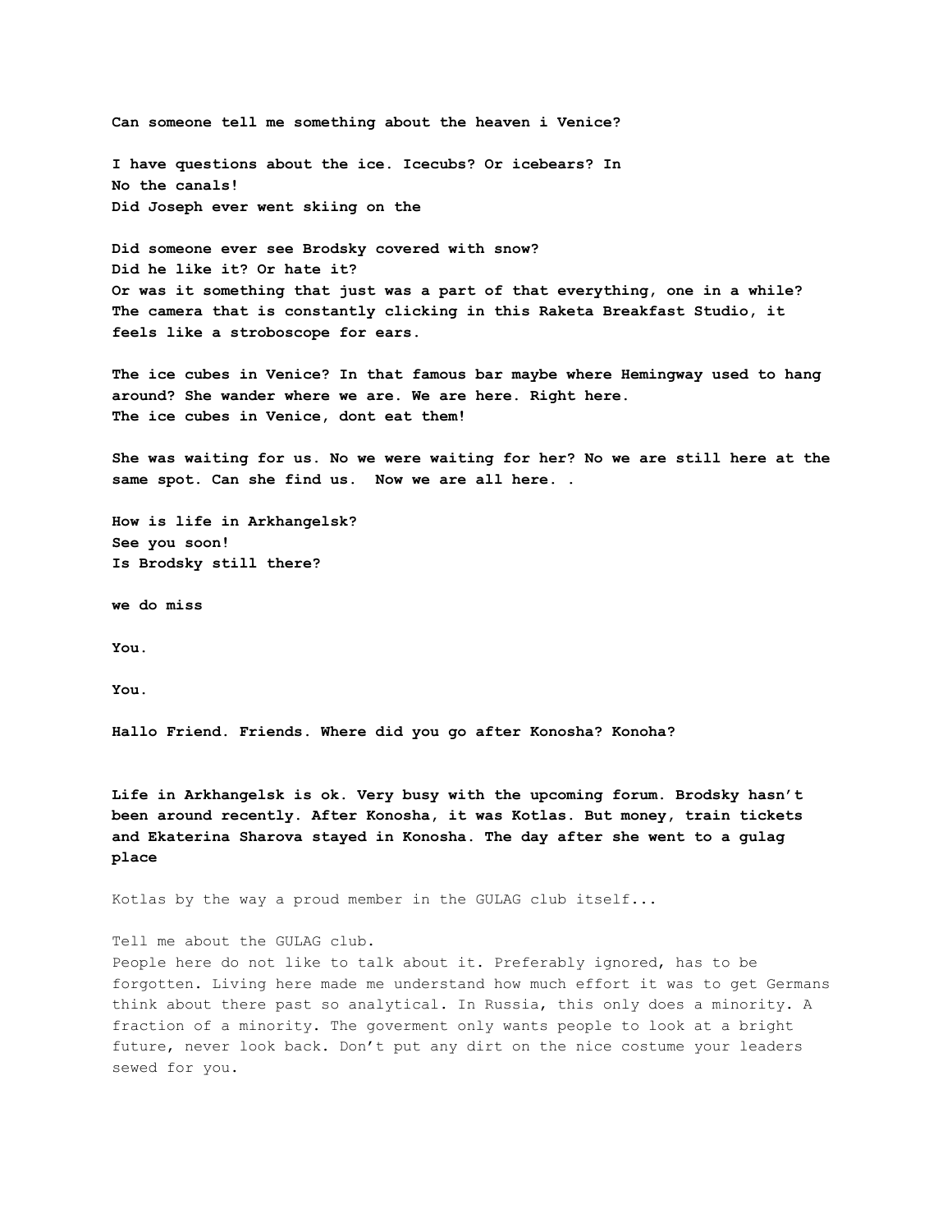**Can someone tell me something about the heaven i Venice?**

**I have questions about the ice. Icecubs? Or icebears? In**
**No the canals!**
**Did Joseph ever went skiing on the**

**Did someone ever see Brodsky covered with snow?**
**Did he like it? Or hate it?**
**Or was it something that just was a part of that everything, one in a while?**
**The camera that is constantly clicking in this Raketa Breakfast Studio, it feels like a stroboscope for ears.**

**The ice cubes in Venice? In that famous bar maybe where Hemingway used to hang around? She wander where we are. We are here. Right here.**
**The ice cubes in Venice, dont eat them!**

**She was waiting for us. No we were waiting for her? No we are still here at the same spot. Can she find us. Now we are all here. .**

**How is life in Arkhangelsk?**
**See you soon!**
**Is Brodsky still there?**

**we do miss**

**You.**

**You.**

**Hallo Friend. Friends. Where did you go after Konosha? Konoha?**

**Life in Arkhangelsk is ok. Very busy with the upcoming forum. Brodsky hasn't been around recently. After Konosha, it was Kotlas. But money, train tickets and Ekaterina Sharova stayed in Konosha. The day after she went to a gulag place**

Kotlas by the way a proud member in the GULAG club itself...

Tell me about the GULAG club.
People here do not like to talk about it. Preferably ignored, has to be forgotten. Living here made me understand how much effort it was to get Germans think about there past so analytical. In Russia, this only does a minority. A fraction of a minority. The goverment only wants people to look at a bright future, never look back. Don't put any dirt on the nice costume your leaders sewed for you.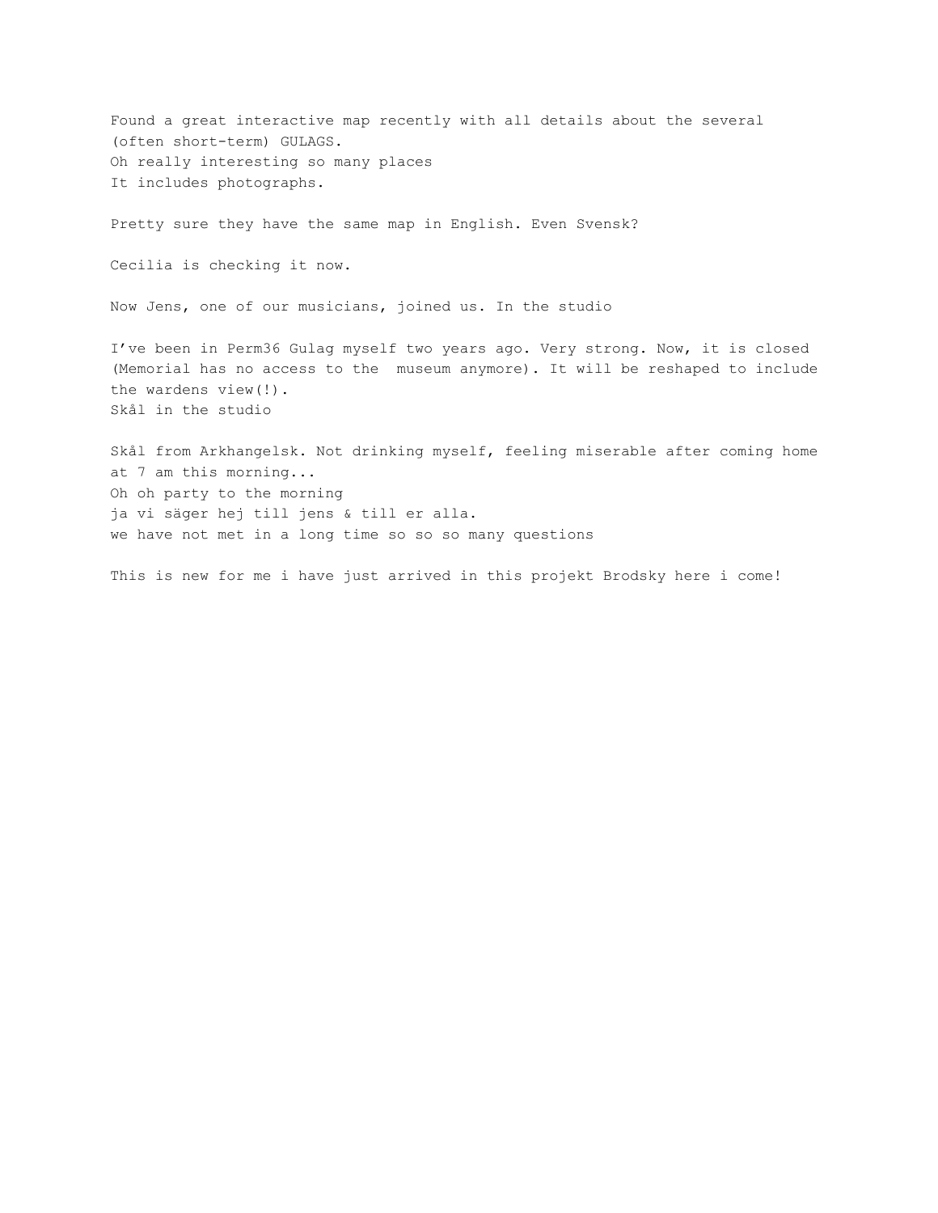Found a great interactive map recently with all details about the several (often short-term) GULAGS.
Oh really interesting so many places
It includes photographs.

Pretty sure they have the same map in English. Even Svensk?

Cecilia is checking it now.

Now Jens, one of our musicians, joined us. In the studio

I've been in Perm36 Gulag myself two years ago. Very strong. Now, it is closed (Memorial has no access to the  museum anymore). It will be reshaped to include the wardens view(!).
Skål in the studio

Skål from Arkhangelsk. Not drinking myself, feeling miserable after coming home at 7 am this morning...
Oh oh party to the morning
ja vi säger hej till jens & till er alla.
we have not met in a long time so so so many questions

This is new for me i have just arrived in this projekt Brodsky here i come!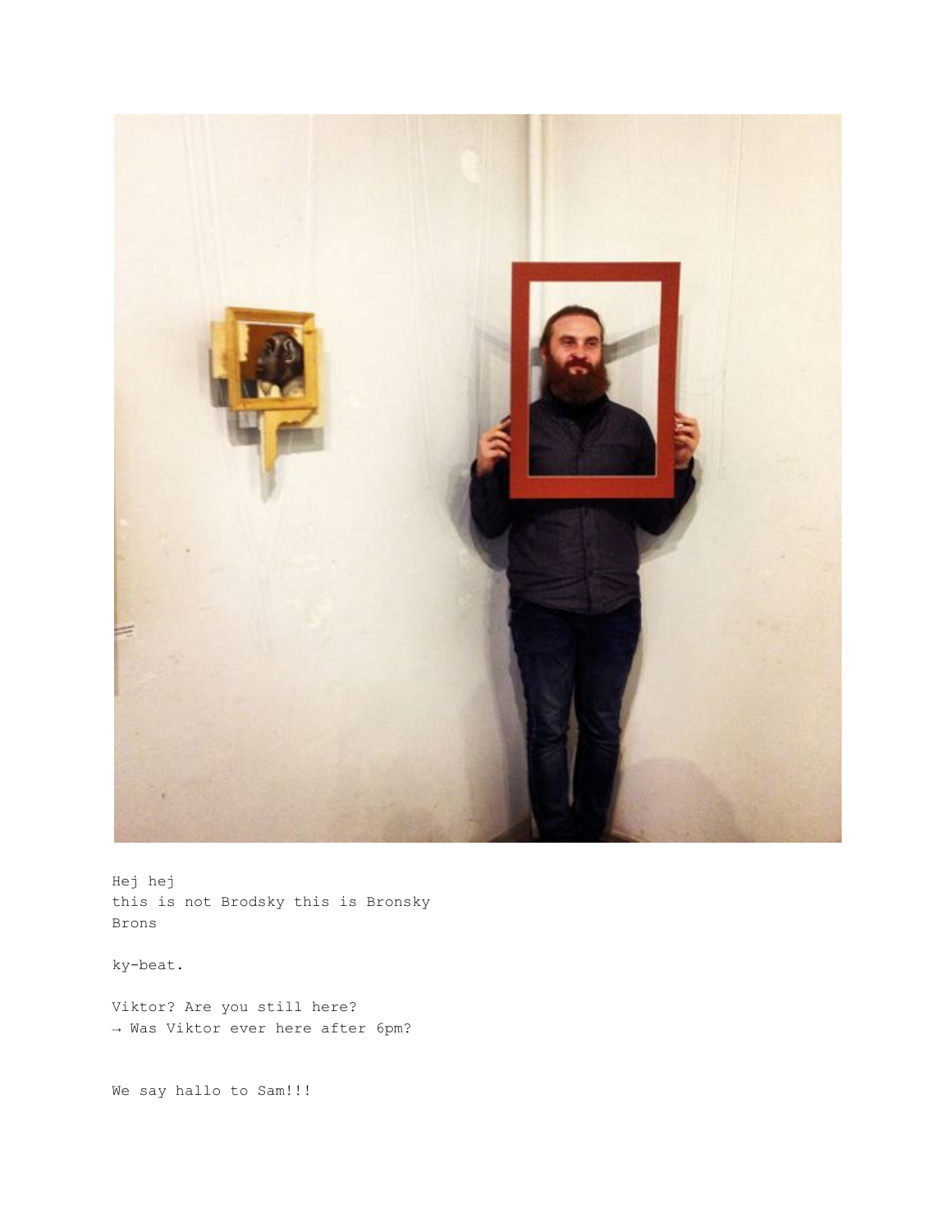Hej hej
this is not Brodsky this is Bronsky
Brons

ky-beat.

Viktor? Are you still here?
→ Was Viktor ever here after 6pm?

We say hallo to Sam!!!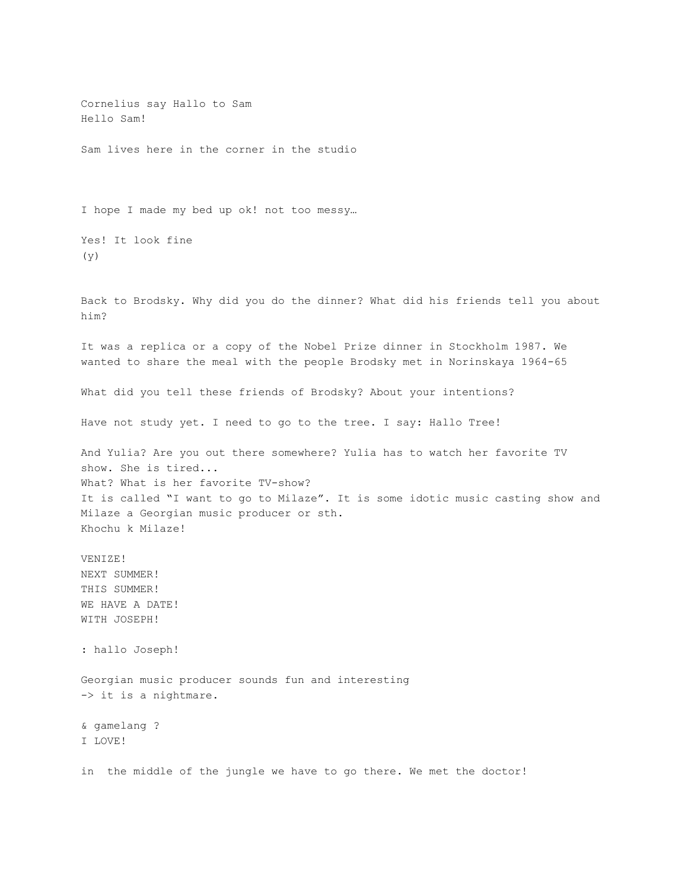Cornelius say Hallo to Sam
Hello Sam!

Sam lives here in the corner in the studio

I hope I made my bed up ok! not too messy…

Yes! It look fine
(y)

Back to Brodsky. Why did you do the dinner? What did his friends tell you about him?

It was a replica or a copy of the Nobel Prize dinner in Stockholm 1987. We wanted to share the meal with the people Brodsky met in Norinskaya 1964-65

What did you tell these friends of Brodsky? About your intentions?

Have not study yet. I need to go to the tree. I say: Hallo Tree!

And Yulia? Are you out there somewhere? Yulia has to watch her favorite TV show. She is tired...
What? What is her favorite TV-show?
It is called "I want to go to Milaze". It is some idotic music casting show and Milaze a Georgian music producer or sth.
Khochu k Milaze!

VENIZE!
NEXT SUMMER!
THIS SUMMER!
WE HAVE A DATE!
WITH JOSEPH!

: hallo Joseph!

Georgian music producer sounds fun and interesting
-> it is a nightmare.

& gamelang ?
I LOVE!

in  the middle of the jungle we have to go there. We met the doctor!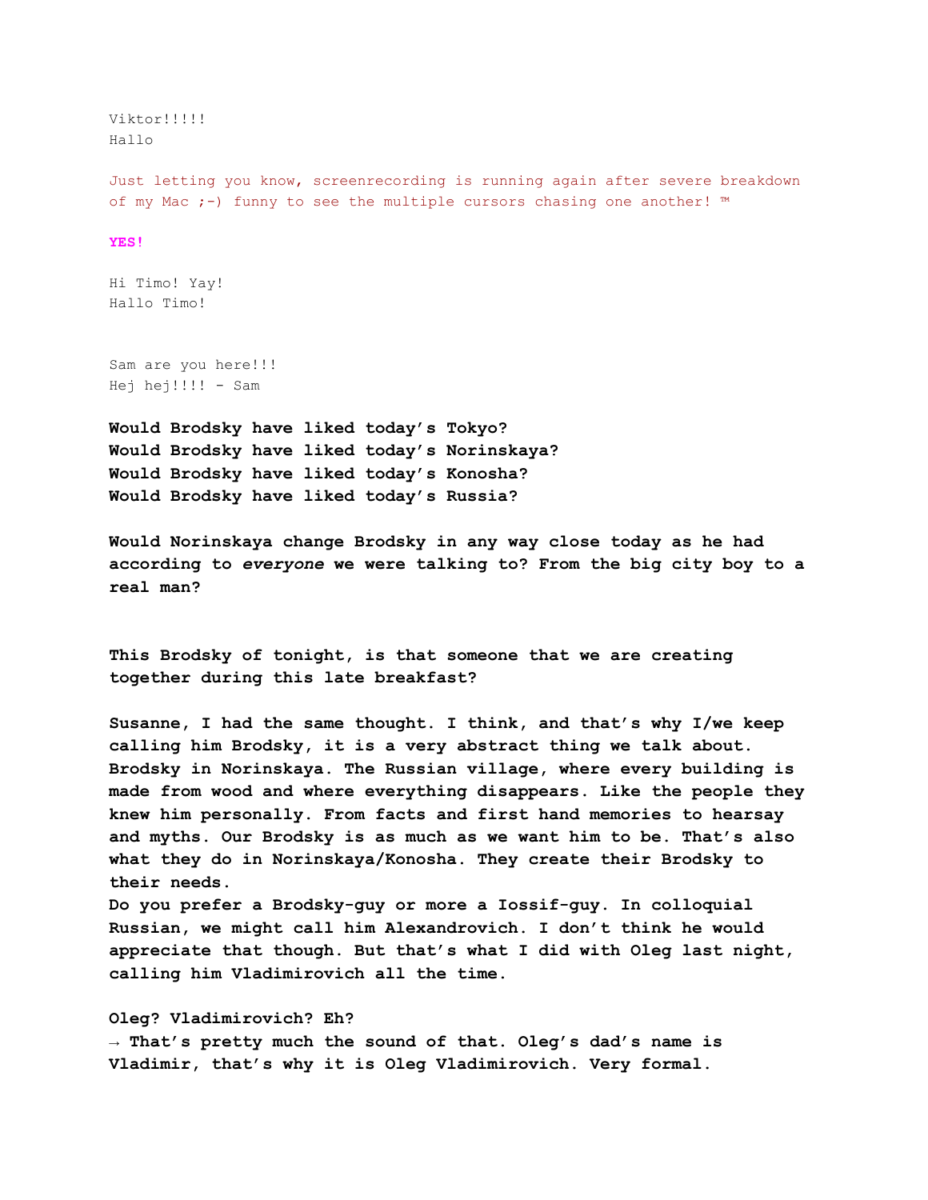Viktor!!!!!
Hallo

Just letting you know, screenrecording is running again after severe breakdown of my Mac ;-) funny to see the multiple cursors chasing one another! ™

**YES!**

Hi Timo! Yay!
Hallo Timo!

Sam are you here!!!
Hej hej!!!! - Sam

**Would Brodsky have liked today's Tokyo?**
**Would Brodsky have liked today's Norinskaya?**
**Would Brodsky have liked today's Konosha?**
**Would Brodsky have liked today's Russia?**

**Would Norinskaya change Brodsky in any way close today as he had according to *everyone* we were talking to? From the big city boy to a real man?**

**This Brodsky of tonight, is that someone that we are creating together during this late breakfast?**

**Susanne, I had the same thought. I think, and that's why I/we keep calling him Brodsky, it is a very abstract thing we talk about. Brodsky in Norinskaya. The Russian village, where every building is made from wood and where everything disappears. Like the people they knew him personally. From facts and first hand memories to hearsay and myths. Our Brodsky is as much as we want him to be. That's also what they do in Norinskaya/Konosha. They create their Brodsky to their needs.**
**Do you prefer a Brodsky-guy or more a Iossif-guy. In colloquial Russian, we might call him Alexandrovich. I don't think he would appreciate that though. But that's what I did with Oleg last night, calling him Vladimirovich all the time.**

**Oleg? Vladimirovich? Eh?**
**→ That's pretty much the sound of that. Oleg's dad's name is Vladimir, that's why it is Oleg Vladimirovich. Very formal.**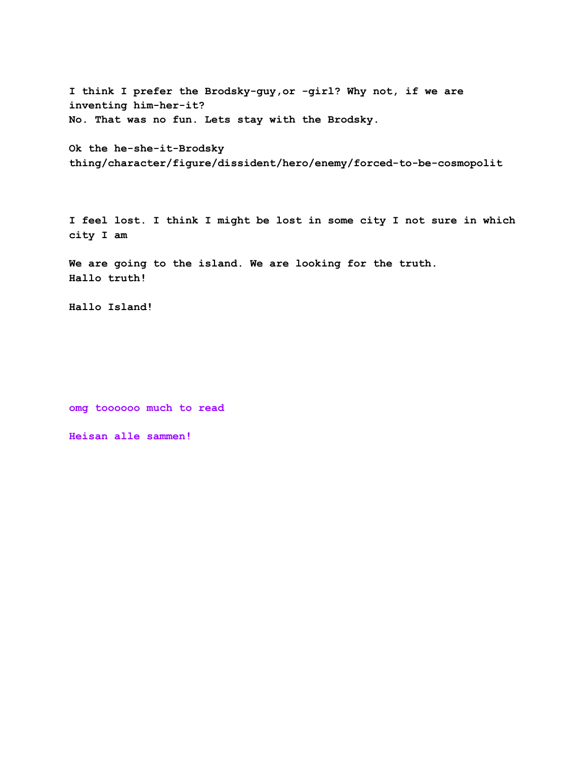**I think I prefer the Brodsky-guy,or -girl? Why not, if we are inventing him-her-it?**
**No. That was no fun. Lets stay with the Brodsky.**

**Ok the he-she-it-Brodsky thing/character/figure/dissident/hero/enemy/forced-to-be-cosmopolit**

**I feel lost. I think I might be lost in some city I not sure in which city I am**

**We are going to the island. We are looking for the truth.**
**Hallo truth!**

**Hallo Island!**

**omgताooooo much to read**

**Heisan alle sammen!**

**I think I prefer the Brodsky-guy,or -girl? Why not, if we are inventing him-her-it?**
**No. That was no fun. Lets stay with the Brodsky.**

**Ok the he-she-it-Brodsky thing/character/figure/dissident/hero/enemy/forced-to-be-cosmopolit**

**I feel lost. I think I might be lost in some city I not sure in which city I am**

**We are going to the island. We are looking for the truth.**
**Hallo truth!**

**Hallo Island!**

**omg toooooo much to read**

**Heisan alle sammen!**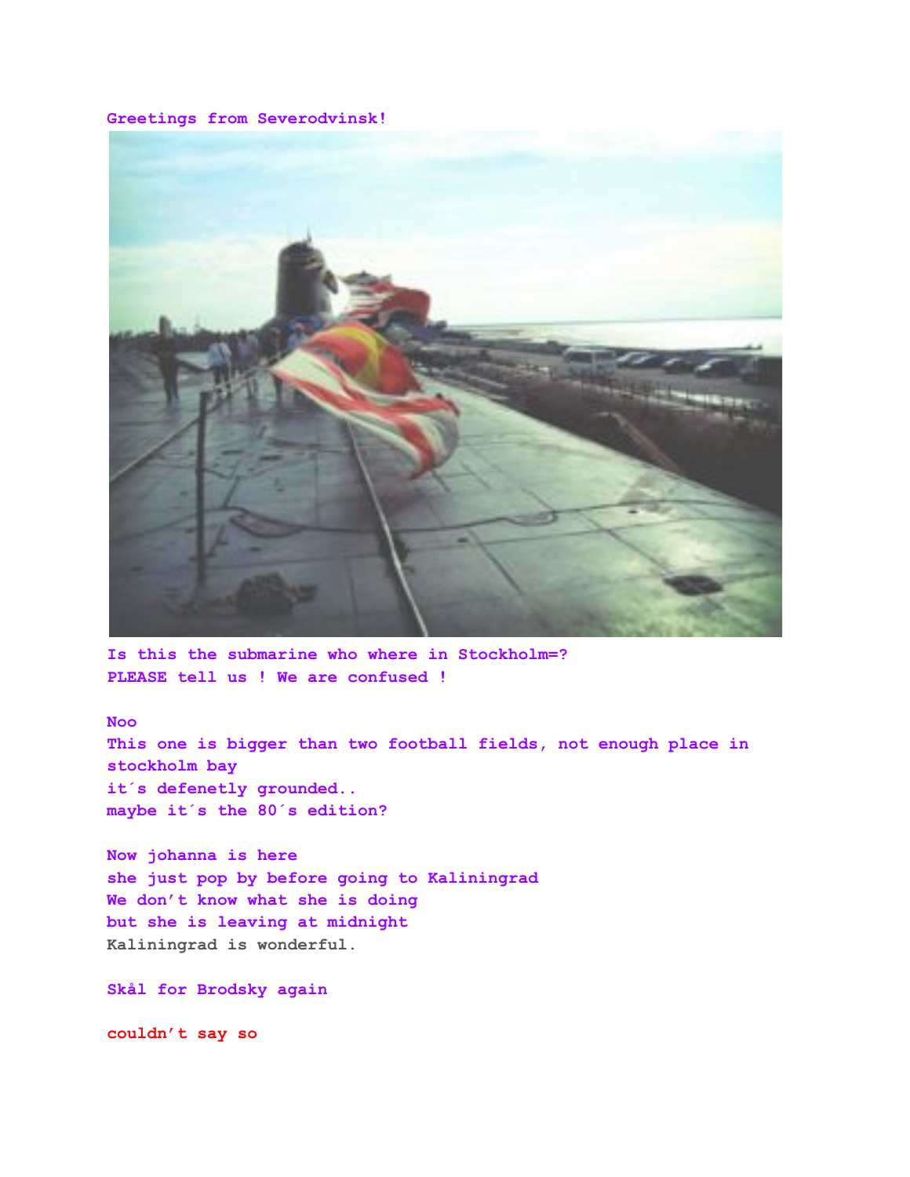Greetings from Severodvinsk!

Is this the submarine who where in Stockholm=?
PLEASE tell us ! We are confused !

Noo
This one is bigger than two football fields, not enough place in stockholm bay
it´s defenetly grounded..
maybe it´s the 80´s edition?

Now johanna is here
she just pop by before going to Kaliningrad
We don't know what she is doing
but she is leaving at midnight
Kaliningrad is wonderful.

Skål for Brodsky again

couldn't say so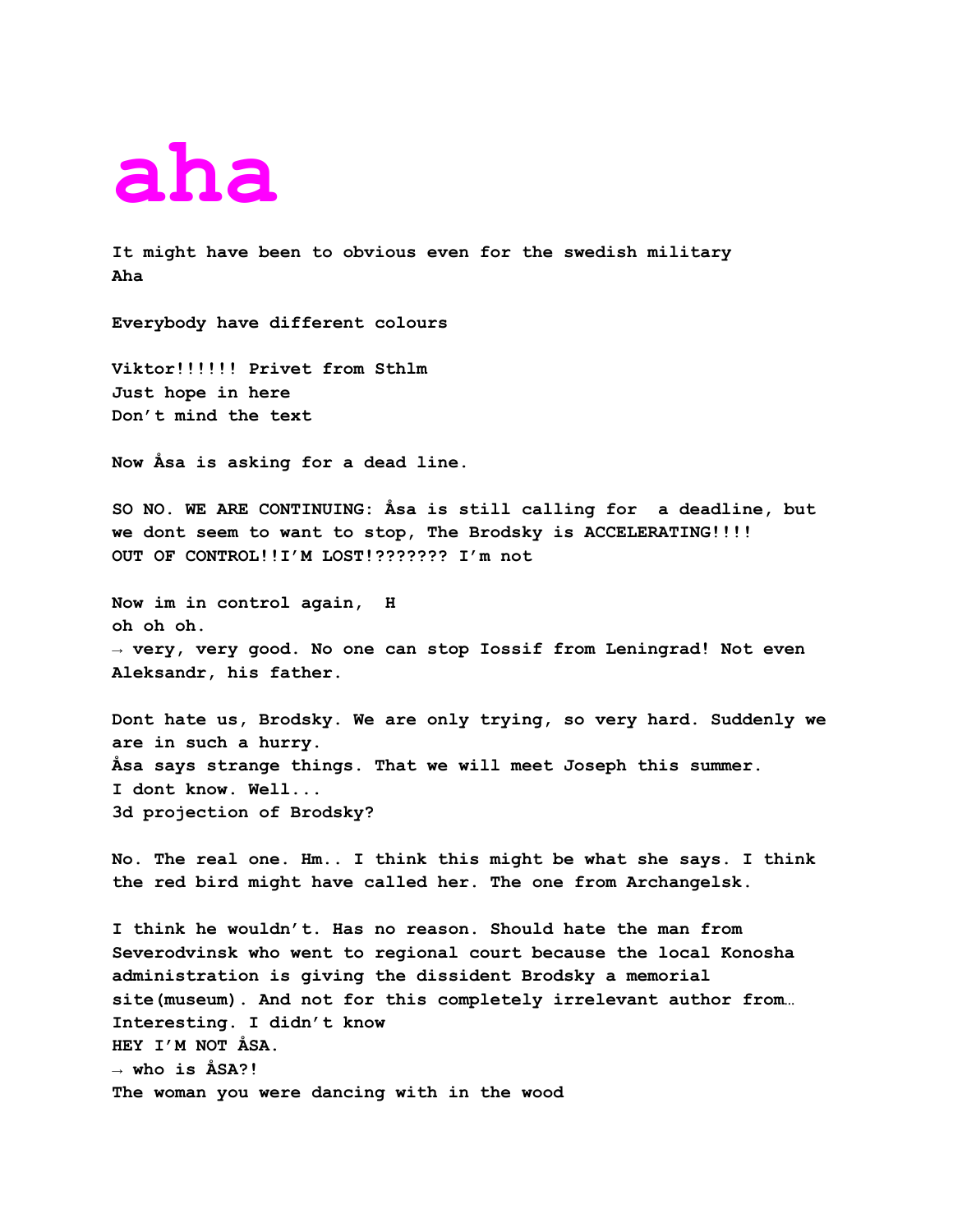# aha

**It might have been to obvious even for the swedish military**
**Aha**

**Everybody have different colours**

**Viktor!!!!!! Privet from Sthlm**
**Just hope in here**
**Don't mind the text**

**Now Åsa is asking for a dead line.**

**SO NO. WE ARE CONTINUING: Åsa is still calling for  a deadline, but we dont seem to want to stop, The Brodsky is ACCELERATING!!!! OUT OF CONTROL!!I'M LOST!??????? I'm not**

**Now im in control again,  H**
**oh oh oh.**
**→ very, very good. No one can stop Iossif from Leningrad! Not even Aleksandr, his father.**

**Dont hate us, Brodsky. We are only trying, so very hard. Suddenly we are in such a hurry.**
**Åsa says strange things. That we will meet Joseph this summer.**
**I dont know. Well...**
**3d projection of Brodsky?**

**No. The real one. Hm.. I think this might be what she says. I think the red bird might have called her. The one from Archangelsk.**

**I think he wouldn't. Has no reason. Should hate the man from Severodvinsk who went to regional court because the local Konosha administration is giving the dissident Brodsky a memorial site(museum). And not for this completely irrelevant author from…**
**Interesting. I didn't know**
**HEY I'M NOT ÅSA.**
**→ who is ÅSA?!**
**The woman you were dancing with in the wood**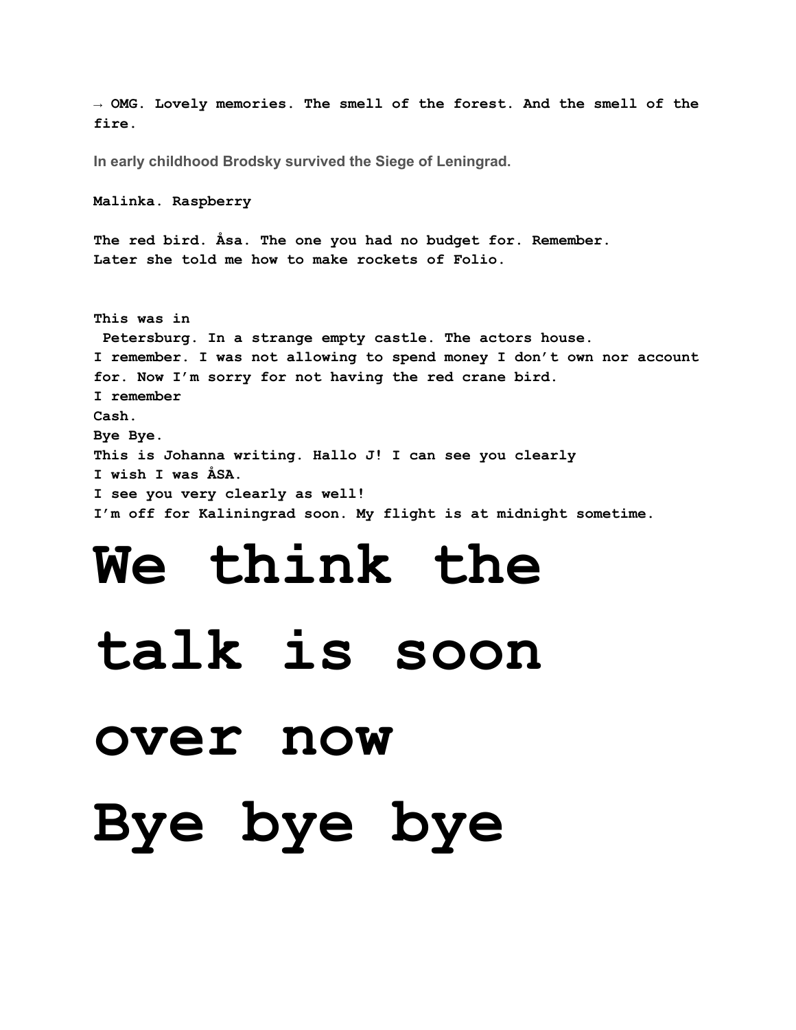**→ OMG. Lovely memories. The smell of the forest. And the smell of the fire.**

**In early childhood Brodsky survived the Siege of Leningrad.**

**Malinka. Raspberry**

**The red bird. Åsa. The one you had no budget for. Remember.**
**Later she told me how to make rockets of Folio.**

**This was in**
**Petersburg. In a strange empty castle. The actors house.**
**I remember. I was not allowing to spend money I don't own nor account for. Now I'm sorry for not having the red crane bird.**
**I remember**
**Cash.**
**Bye Bye.**
**This is Johanna writing. Hallo J! I can see you clearly**
**I wish I was ÅSA.**
**I see you very clearly as well!**
**I'm off for Kaliningrad soon. My flight is at midnight sometime.**

# We think the talk is soon over now Bye bye bye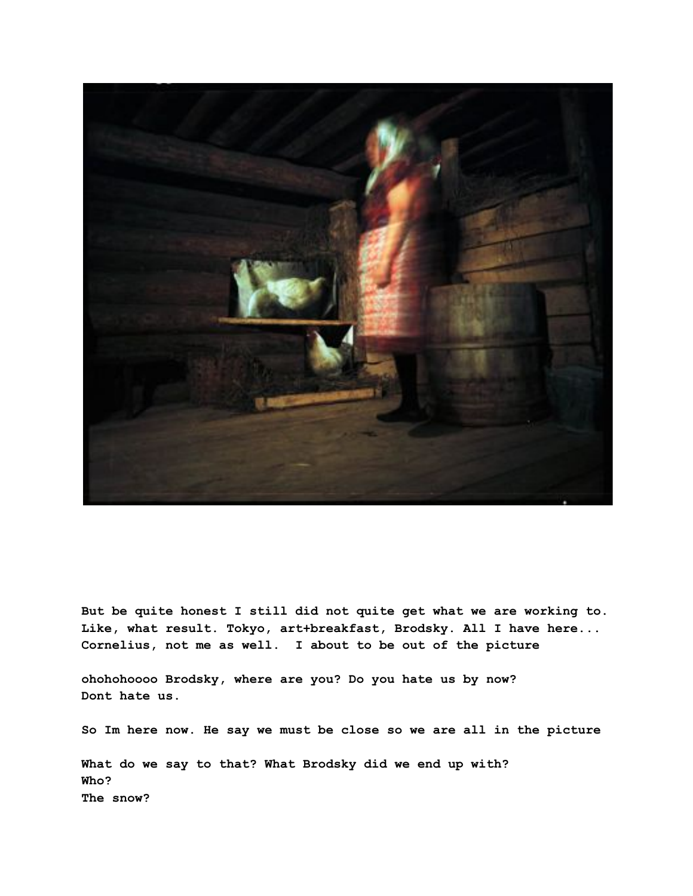**But be quite honest I still did not quite get what we are working to. Like, what result. Tokyo, art+breakfast, Brodsky. All I have here... Cornelius, not me as well.  I about to be out of the picture**

**ohohohoooo Brodsky, where are you? Do you hate us by now? Dont hate us.**

**So Im here now. He say we must be close so we are all in the picture**

**What do we say to that? What Brodsky did we end up with?**
**Who?**
**The snow?**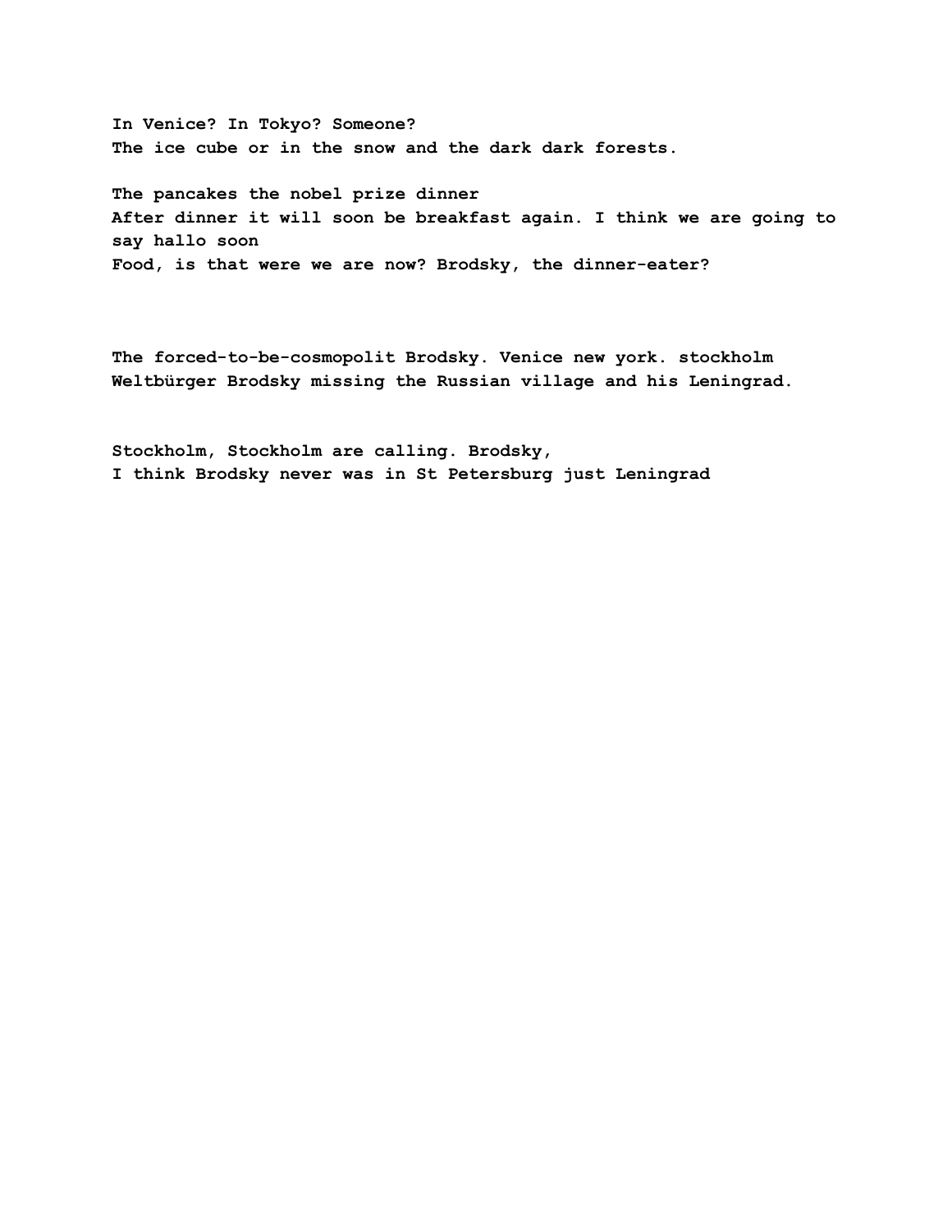**In Venice? In Tokyo? Someone?**
**The ice cube or in the snow and the dark dark forests.**

**The pancakes the nobel prize dinner**
**After dinner it will soon be breakfast again. I think we are going to say hallo soon**
**Food, is that were we are now? Brodsky, the dinner-eater?**

**The forced-to-be-cosmopolit Brodsky. Venice new york. stockholm**
**Weltbürger Brodsky missing the Russian village and his Leningrad.**

**Stockholm, Stockholm are calling. Brodsky,**
**I think Brodsky never was in St Petersburg just Leningrad**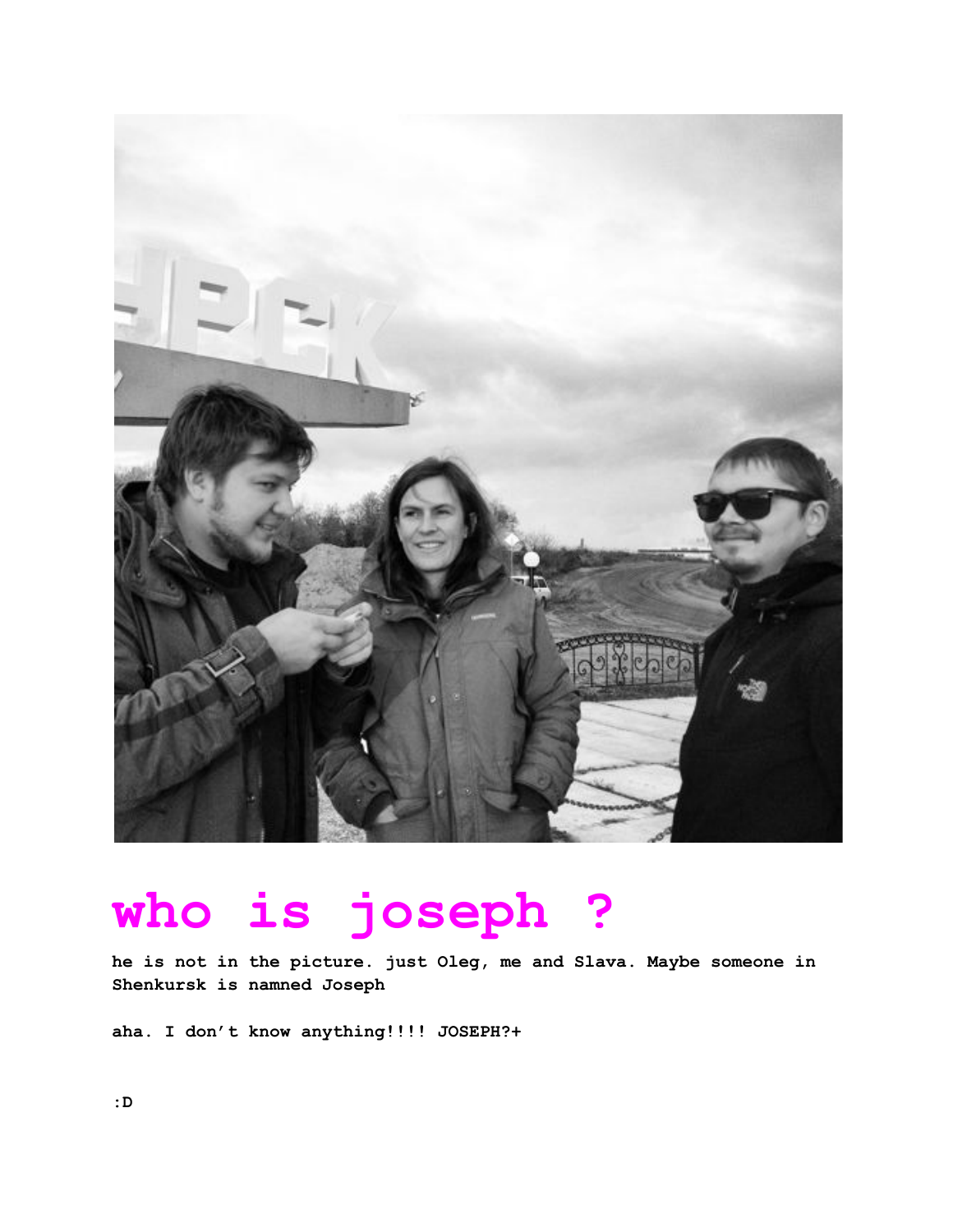# who is joseph ?

**he is not in the picture. just Oleg, me and Slava. Maybe someone in Shenkursk is namned Joseph**

**aha. I don't know anything!!!! JOSEPH?+**

**:D**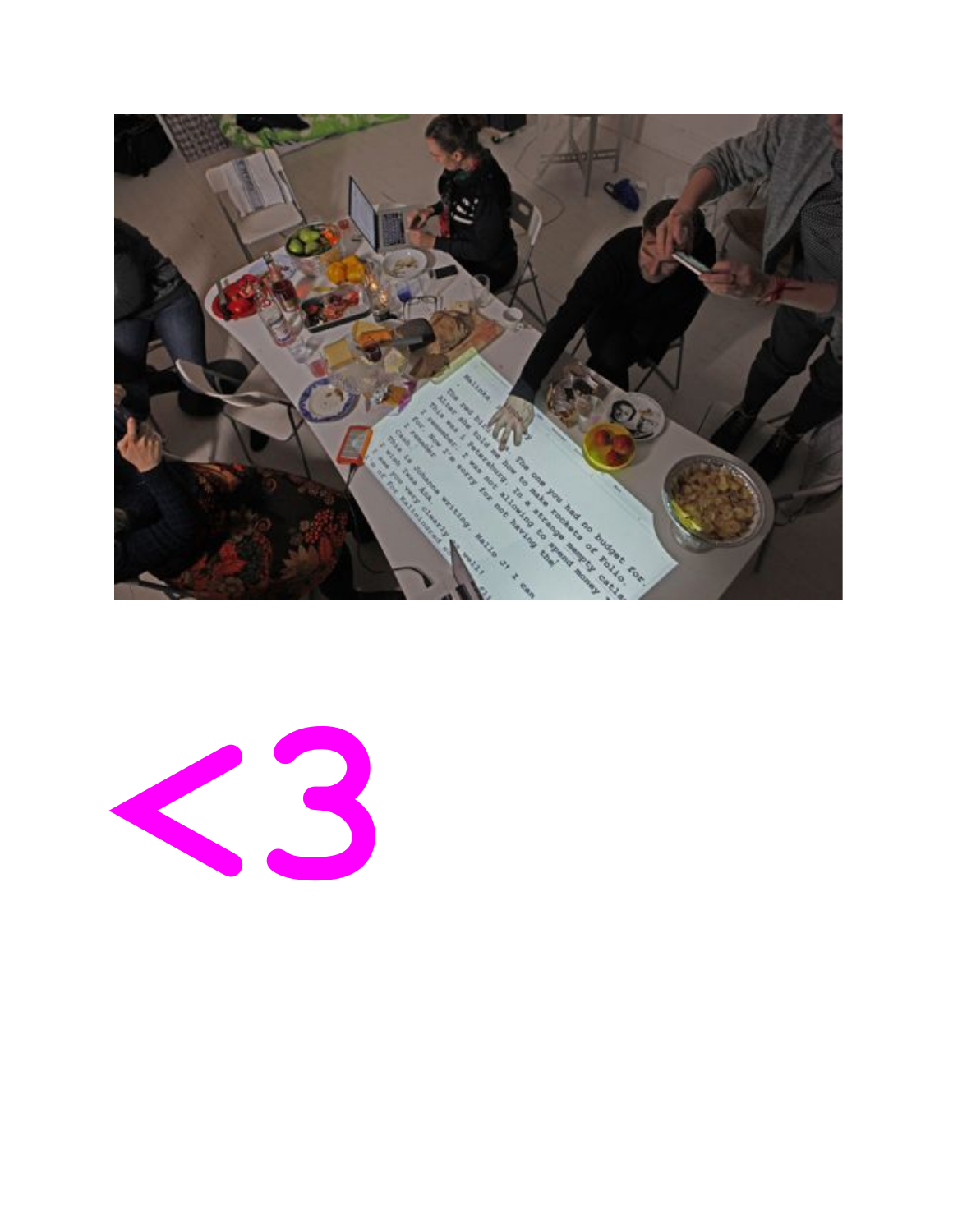<3